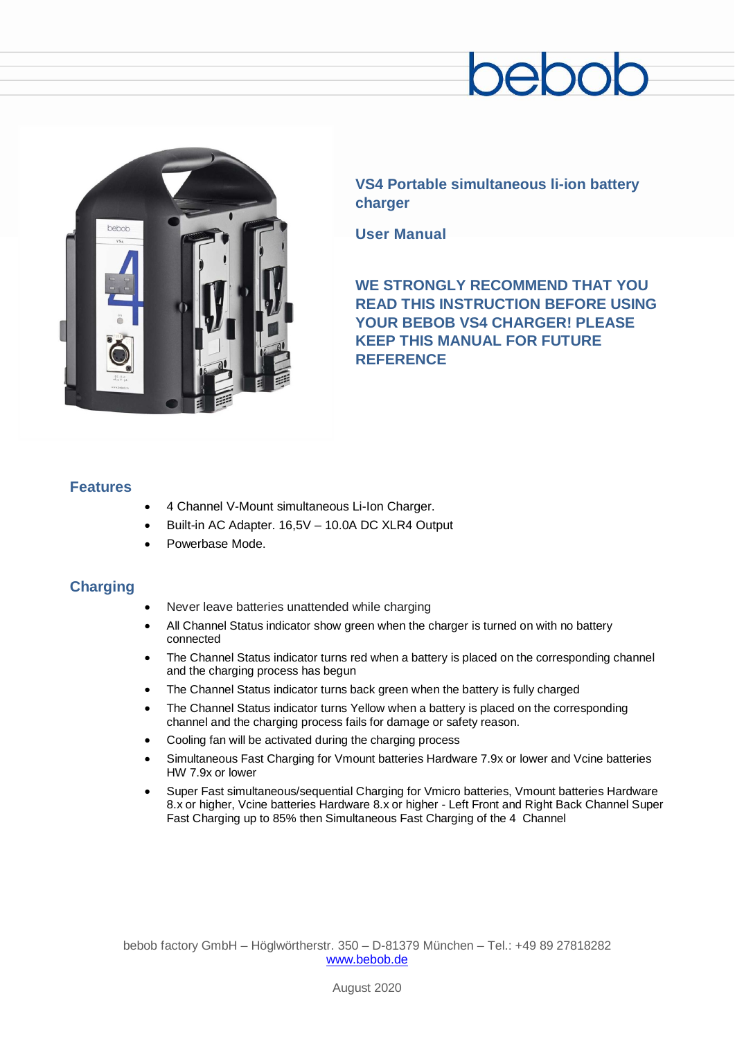bebob

# VS4 Portable simultaneous li-ion battery charger

## User Manual

**WE STRONGLY RECOMMEND THAT YOU READ THIS INSTRUCTION BEFORE USING YOUR BEBOB VS4 CHARGER! PLEASE KEEP THIS MANUAL FOR FUTURE REFERENCE**

## Features

- 4 Channel V-Mount simultaneous Li-Ion Charger.
- Built-in AC Adapter. 16,5V – 10.0A DC XLR4 Output
- Powerbase Mode.

## Charging

- Never leave batteries unattended while charging
- All Channel Status indicator show green when the charger is turned on with no battery connected
- The Channel Status indicator turns red when a battery is placed on the corresponding channel and the charging process has begun
- The Channel Status indicator turns back green when the battery is fully charged
- The Channel Status indicator turns Yellow when a battery is placed on the corresponding channel and the charging process fails for damage or safety reason.
- Cooling fan will be activated during the charging process
- Simultaneous Fast Charging for Vmount batteries Hardware 7.9x or lower and Vcine batteries HW 7.9x or lower
- Super Fast simultaneous/sequential Charging for Vmicro batteries, Vmount batteries Hardware 8.x or higher, Vcine batteries Hardware 8.x or higher - Left Front and Right Back Channel Super Fast Charging up to 85% then Simultaneous Fast Charging of the 4 Channel

bebob factory GmbH – Höglwörtherstr. 350 – D-81379 München – Tel.: +49 89 27818282
www.bebob.de

August 2020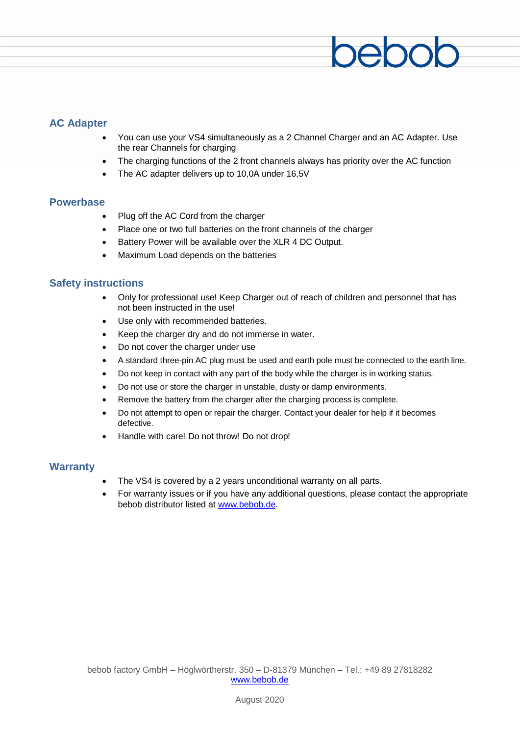## AC Adapter

- You can use your VS4 simultaneously as a 2 Channel Charger and an AC Adapter. Use the rear Channels for charging
- The charging functions of the 2 front channels always has priority over the AC function
- The AC adapter delivers up to 10,0A under 16,5V

## Powerbase

- Plug off the AC Cord from the charger
- Place one or two full batteries on the front channels of the charger
- Battery Power will be available over the XLR 4 DC Output.
- Maximum Load depends on the batteries

## Safety instructions

- Only for professional use! Keep Charger out of reach of children and personnel that has not been instructed in the use!
- Use only with recommended batteries.
- Keep the charger dry and do not immerse in water.
- Do not cover the charger under use
- A standard three-pin AC plug must be used and earth pole must be connected to the earth line.
- Do not keep in contact with any part of the body while the charger is in working status.
- Do not use or store the charger in unstable, dusty or damp environments.
- Remove the battery from the charger after the charging process is complete.
- Do not attempt to open or repair the charger. Contact your dealer for help if it becomes defective.
- Handle with care! Do not throw! Do not drop!

## Warranty

- The VS4 is covered by a 2 years unconditional warranty on all parts.
- For warranty issues or if you have any additional questions, please contact the appropriate bebob distributor listed at www.bebob.de.

bebob factory GmbH – Höglwörtherstr. 350 – D-81379 München – Tel.: +49 89 27818282
www.bebob.de

August 2020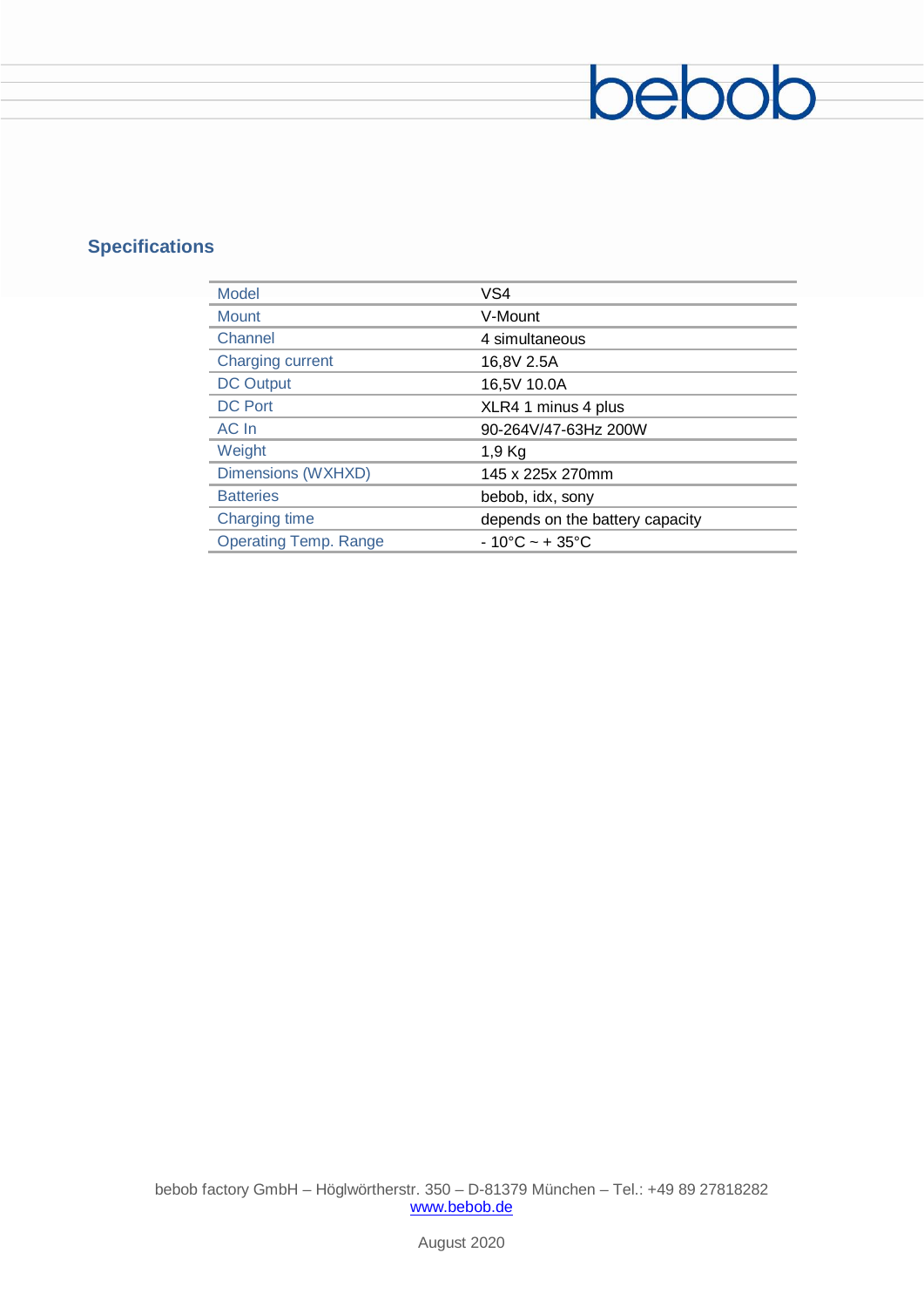## Specifications

| | |
|---|---|
| Model | VS4 |
| Mount | V-Mount |
| Channel | 4 simultaneous |
| Charging current | 16,8V 2.5A |
| DC Output | 16,5V 10.0A |
| DC Port | XLR4 1 minus 4 plus |
| AC In | 90-264V/47-63Hz 200W |
| Weight | 1,9 Kg |
| Dimensions (WXHXD) | 145 x 225x 270mm |
| Batteries | bebob, idx, sony |
| Charging time | depends on the battery capacity |
| Operating Temp. Range | - 10°C ~ + 35°C |

bebob factory GmbH – Höglwörtherstr. 350 – D-81379 München – Tel.: +49 89 27818282
www.bebob.de

August 2020